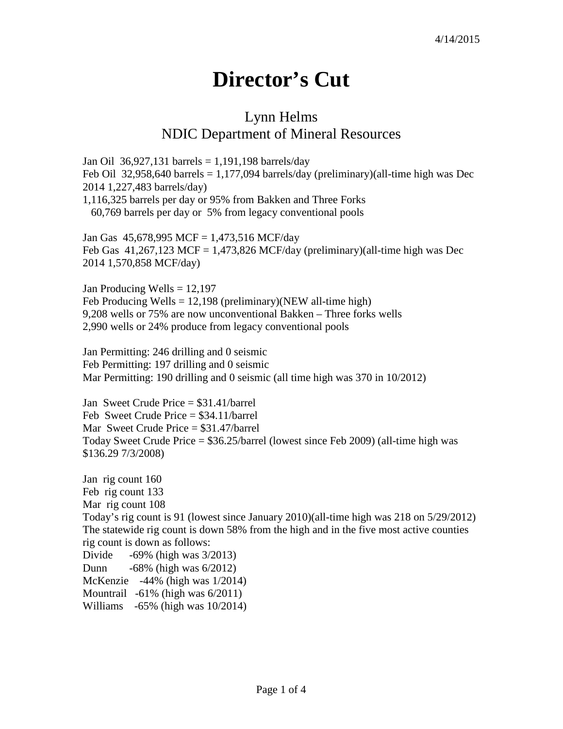4/14/2015

# Director's Cut

## Lynn Helms
## NDIC Department of Mineral Resources

Jan Oil 36,927,131 barrels = 1,191,198 barrels/day
Feb Oil 32,958,640 barrels = 1,177,094 barrels/day (preliminary)(all-time high was Dec 2014 1,227,483 barrels/day)
1,116,325 barrels per day or 95% from Bakken and Three Forks
60,769 barrels per day or 5% from legacy conventional pools

Jan Gas 45,678,995 MCF = 1,473,516 MCF/day
Feb Gas 41,267,123 MCF = 1,473,826 MCF/day (preliminary)(all-time high was Dec 2014 1,570,858 MCF/day)

Jan Producing Wells = 12,197
Feb Producing Wells = 12,198 (preliminary)(NEW all-time high)
9,208 wells or 75% are now unconventional Bakken – Three forks wells
2,990 wells or 24% produce from legacy conventional pools

Jan Permitting: 246 drilling and 0 seismic
Feb Permitting: 197 drilling and 0 seismic
Mar Permitting: 190 drilling and 0 seismic (all time high was 370 in 10/2012)

Jan Sweet Crude Price = $31.41/barrel
Feb Sweet Crude Price = $34.11/barrel
Mar Sweet Crude Price = $31.47/barrel
Today Sweet Crude Price = $36.25/barrel (lowest since Feb 2009) (all-time high was $136.29 7/3/2008)

Jan rig count 160
Feb rig count 133
Mar rig count 108
Today's rig count is 91 (lowest since January 2010)(all-time high was 218 on 5/29/2012)
The statewide rig count is down 58% from the high and in the five most active counties rig count is down as follows:
Divide -69% (high was 3/2013)
Dunn -68% (high was 6/2012)
McKenzie -44% (high was 1/2014)
Mountrail -61% (high was 6/2011)
Williams -65% (high was 10/2014)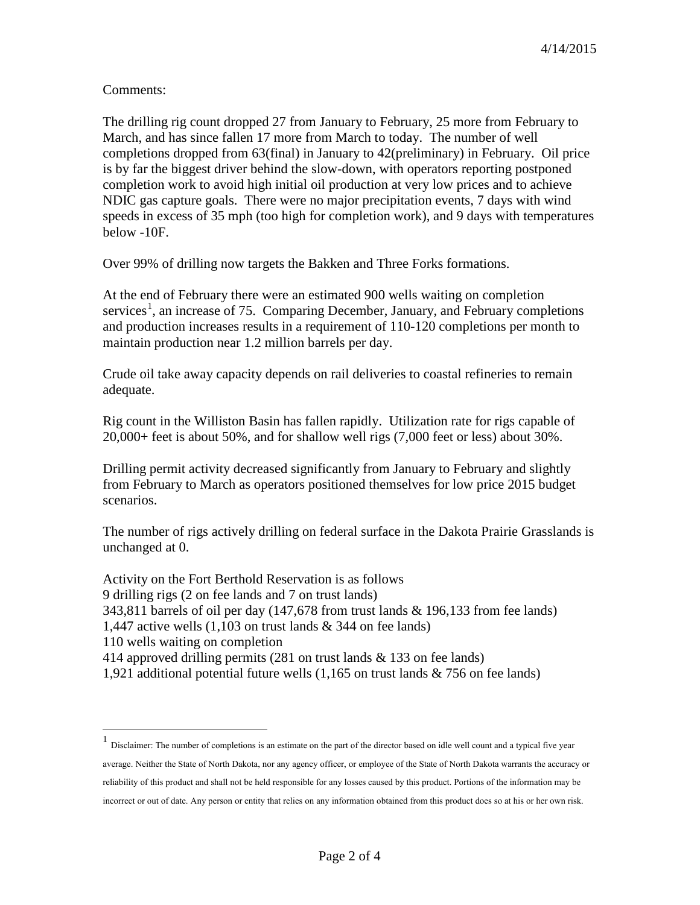4/14/2015

Comments:

The drilling rig count dropped 27 from January to February, 25 more from February to March, and has since fallen 17 more from March to today. The number of well completions dropped from 63(final) in January to 42(preliminary) in February. Oil price is by far the biggest driver behind the slow-down, with operators reporting postponed completion work to avoid high initial oil production at very low prices and to achieve NDIC gas capture goals. There were no major precipitation events, 7 days with wind speeds in excess of 35 mph (too high for completion work), and 9 days with temperatures below -10F.

Over 99% of drilling now targets the Bakken and Three Forks formations.

At the end of February there were an estimated 900 wells waiting on completion services[1], an increase of 75. Comparing December, January, and February completions and production increases results in a requirement of 110-120 completions per month to maintain production near 1.2 million barrels per day.

Crude oil take away capacity depends on rail deliveries to coastal refineries to remain adequate.

Rig count in the Williston Basin has fallen rapidly. Utilization rate for rigs capable of 20,000+ feet is about 50%, and for shallow well rigs (7,000 feet or less) about 30%.

Drilling permit activity decreased significantly from January to February and slightly from February to March as operators positioned themselves for low price 2015 budget scenarios.

The number of rigs actively drilling on federal surface in the Dakota Prairie Grasslands is unchanged at 0.

Activity on the Fort Berthold Reservation is as follows
9 drilling rigs (2 on fee lands and 7 on trust lands)
343,811 barrels of oil per day (147,678 from trust lands & 196,133 from fee lands)
1,447 active wells (1,103 on trust lands & 344 on fee lands)
110 wells waiting on completion
414 approved drilling permits (281 on trust lands & 133 on fee lands)
1,921 additional potential future wells (1,165 on trust lands & 756 on fee lands)

---

[1] Disclaimer: The number of completions is an estimate on the part of the director based on idle well count and a typical five year average. Neither the State of North Dakota, nor any agency officer, or employee of the State of North Dakota warrants the accuracy or reliability of this product and shall not be held responsible for any losses caused by this product. Portions of the information may be incorrect or out of date. Any person or entity that relies on any information obtained from this product does so at his or her own risk.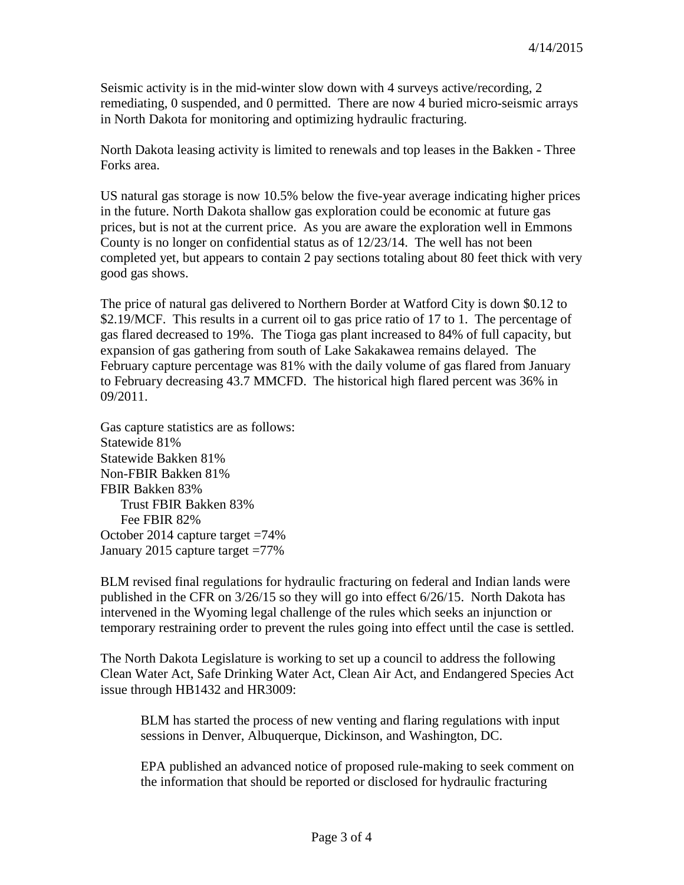4/14/2015

Seismic activity is in the mid-winter slow down with 4 surveys active/recording, 2 remediating, 0 suspended, and 0 permitted. There are now 4 buried micro-seismic arrays in North Dakota for monitoring and optimizing hydraulic fracturing.

North Dakota leasing activity is limited to renewals and top leases in the Bakken - Three Forks area.

US natural gas storage is now 10.5% below the five-year average indicating higher prices in the future. North Dakota shallow gas exploration could be economic at future gas prices, but is not at the current price. As you are aware the exploration well in Emmons County is no longer on confidential status as of 12/23/14. The well has not been completed yet, but appears to contain 2 pay sections totaling about 80 feet thick with very good gas shows.

The price of natural gas delivered to Northern Border at Watford City is down $0.12 to $2.19/MCF. This results in a current oil to gas price ratio of 17 to 1. The percentage of gas flared decreased to 19%. The Tioga gas plant increased to 84% of full capacity, but expansion of gas gathering from south of Lake Sakakawea remains delayed. The February capture percentage was 81% with the daily volume of gas flared from January to February decreasing 43.7 MMCFD. The historical high flared percent was 36% in 09/2011.

Gas capture statistics are as follows:
Statewide 81%
Statewide Bakken 81%
Non-FBIR Bakken 81%
FBIR Bakken 83%
  Trust FBIR Bakken 83%
  Fee FBIR 82%
October 2014 capture target =74%
January 2015 capture target =77%

BLM revised final regulations for hydraulic fracturing on federal and Indian lands were published in the CFR on 3/26/15 so they will go into effect 6/26/15. North Dakota has intervened in the Wyoming legal challenge of the rules which seeks an injunction or temporary restraining order to prevent the rules going into effect until the case is settled.

The North Dakota Legislature is working to set up a council to address the following Clean Water Act, Safe Drinking Water Act, Clean Air Act, and Endangered Species Act issue through HB1432 and HR3009:

> BLM has started the process of new venting and flaring regulations with input sessions in Denver, Albuquerque, Dickinson, and Washington, DC.
>
> EPA published an advanced notice of proposed rule-making to seek comment on the information that should be reported or disclosed for hydraulic fracturing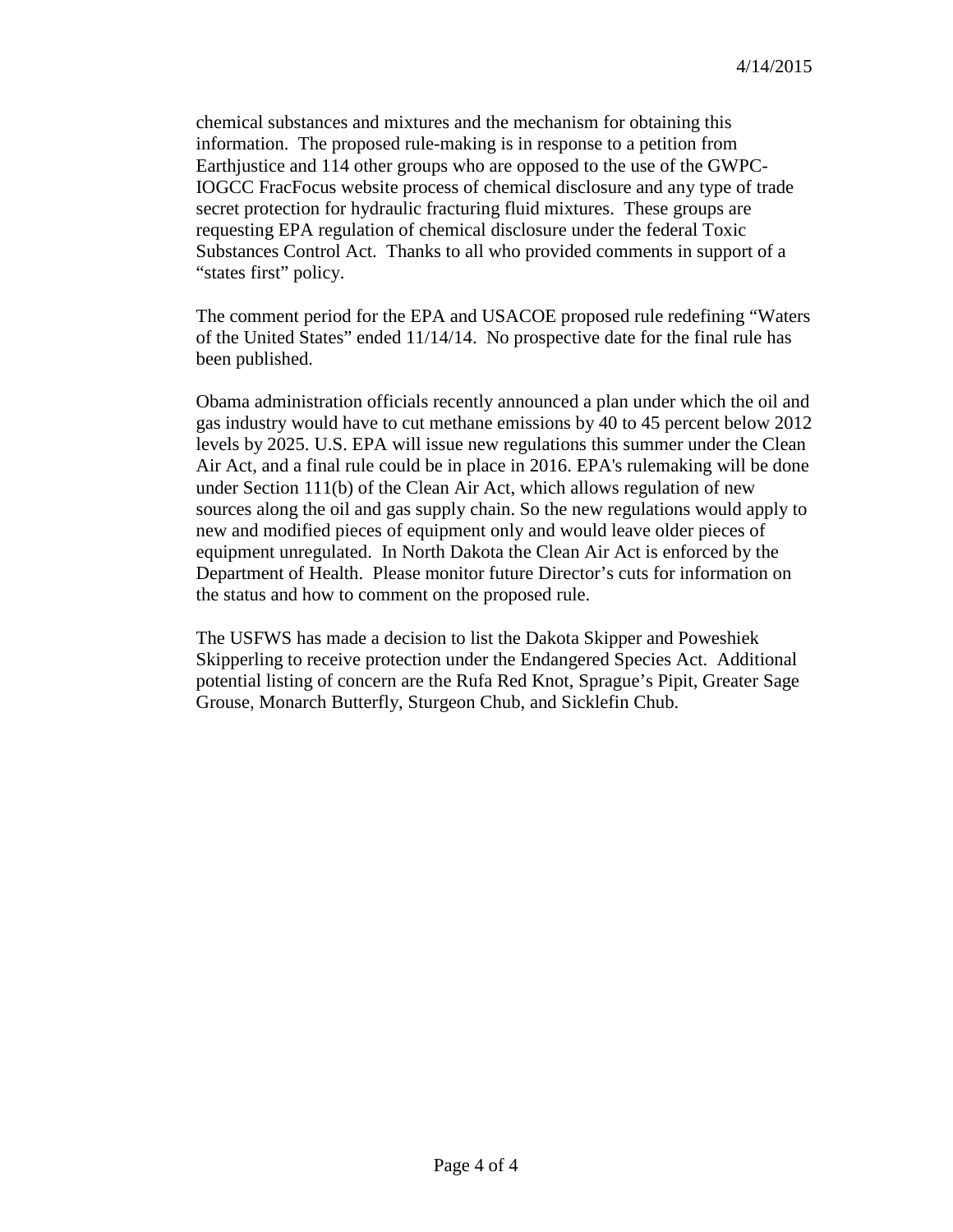chemical substances and mixtures and the mechanism for obtaining this information. The proposed rule-making is in response to a petition from Earthjustice and 114 other groups who are opposed to the use of the GWPC-IOGCC FracFocus website process of chemical disclosure and any type of trade secret protection for hydraulic fracturing fluid mixtures. These groups are requesting EPA regulation of chemical disclosure under the federal Toxic Substances Control Act. Thanks to all who provided comments in support of a "states first" policy.

The comment period for the EPA and USACOE proposed rule redefining "Waters of the United States" ended 11/14/14. No prospective date for the final rule has been published.

Obama administration officials recently announced a plan under which the oil and gas industry would have to cut methane emissions by 40 to 45 percent below 2012 levels by 2025. U.S. EPA will issue new regulations this summer under the Clean Air Act, and a final rule could be in place in 2016. EPA's rulemaking will be done under Section 111(b) of the Clean Air Act, which allows regulation of new sources along the oil and gas supply chain. So the new regulations would apply to new and modified pieces of equipment only and would leave older pieces of equipment unregulated. In North Dakota the Clean Air Act is enforced by the Department of Health. Please monitor future Director's cuts for information on the status and how to comment on the proposed rule.

The USFWS has made a decision to list the Dakota Skipper and Poweshiek Skipperling to receive protection under the Endangered Species Act. Additional potential listing of concern are the Rufa Red Knot, Sprague's Pipit, Greater Sage Grouse, Monarch Butterfly, Sturgeon Chub, and Sicklefin Chub.